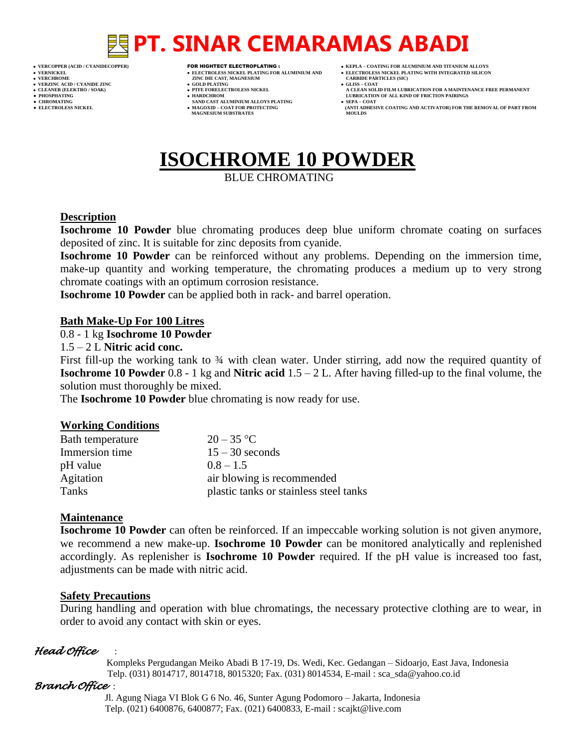# PT. SINAR CEMARAMAS ABADI

- VERCOPPER (ACID / CYANIDECOPPER)
- VERNICKEL
- VERCHROME
- VERZINC ACID / CYANIDE ZINC
- CLEANER (ELEKTRO / SOAK)
- PHOSPHATING
- CHROMATING
- ELECTROLESS NICKEL

**FOR HIGHTECT ELECTROPLATING :**

- ELECTROLESS NICKEL PLATING FOR ALUMINIUM AND ZINC DIE CAST, MAGNESIUM
- GOLD PLATING
- PTFE FORELECTROLESS NICKEL
- HARDCHROM SAND CAST ALUMINIUM ALLOYS PLATING
- MAGOXID – COAT FOR PROTECTING MAGNESIUM SUBSTRATES

- KEPLA – COATING FOR ALUMINIUM AND TITANIUM ALLOYS
- ELECTROLESS NICKEL PLATING WITH INTEGRATED SILICON CARBIDE PARTICLES (SIC)
- GLISS – COAT A CLEAN SOLID FILM LUBRICATION FOR A MAINTENANCE FREE PERMANENT LUBRICATION OF ALL KIND OF FRICTION PAIRINGS
- SEPA – COAT (ANTI ADHESIVE COATING AND ACTIVATOR) FOR THE REMOVAL OF PART FROM MOULDS

# ISOCHROME 10 POWDER

BLUE CHROMATING

## Description

**Isochrome 10 Powder** blue chromating produces deep blue uniform chromate coating on surfaces deposited of zinc. It is suitable for zinc deposits from cyanide.

**Isochrome 10 Powder** can be reinforced without any problems. Depending on the immersion time, make-up quantity and working temperature, the chromating produces a medium up to very strong chromate coatings with an optimum corrosion resistance.

**Isochrome 10 Powder** can be applied both in rack- and barrel operation.

## Bath Make-Up For 100 Litres

0.8 - 1 kg **Isochrome 10 Powder**

1.5 – 2 L **Nitric acid conc.**

First fill-up the working tank to ¾ with clean water. Under stirring, add now the required quantity of **Isochrome 10 Powder** 0.8 - 1 kg and **Nitric acid** 1.5 – 2 L. After having filled-up to the final volume, the solution must thoroughly be mixed.

The **Isochrome 10 Powder** blue chromating is now ready for use.

## Working Conditions

| | |
|---|---|
| Bath temperature | 20 – 35 °C |
| Immersion time | 15 – 30 seconds |
| pH value | 0.8 – 1.5 |
| Agitation | air blowing is recommended |
| Tanks | plastic tanks or stainless steel tanks |

## Maintenance

**Isochrome 10 Powder** can often be reinforced. If an impeccable working solution is not given anymore, we recommend a new make-up. **Isochrome 10 Powder** can be monitored analytically and replenished accordingly. As replenisher is **Isochrome 10 Powder** required. If the pH value is increased too fast, adjustments can be made with nitric acid.

## Safety Precautions

During handling and operation with blue chromatings, the necessary protective clothing are to wear, in order to avoid any contact with skin or eyes.

*Head Office* :

Kompleks Pergudangan Meiko Abadi B 17-19, Ds. Wedi, Kec. Gedangan – Sidoarjo, East Java, Indonesia
Telp. (031) 8014717, 8014718, 8015320; Fax. (031) 8014534, E-mail : sca_sda@yahoo.co.id

*Branch Office* :

Jl. Agung Niaga VI Blok G 6 No. 46, Sunter Agung Podomoro – Jakarta, Indonesia
Telp. (021) 6400876, 6400877; Fax. (021) 6400833, E-mail : scajkt@live.com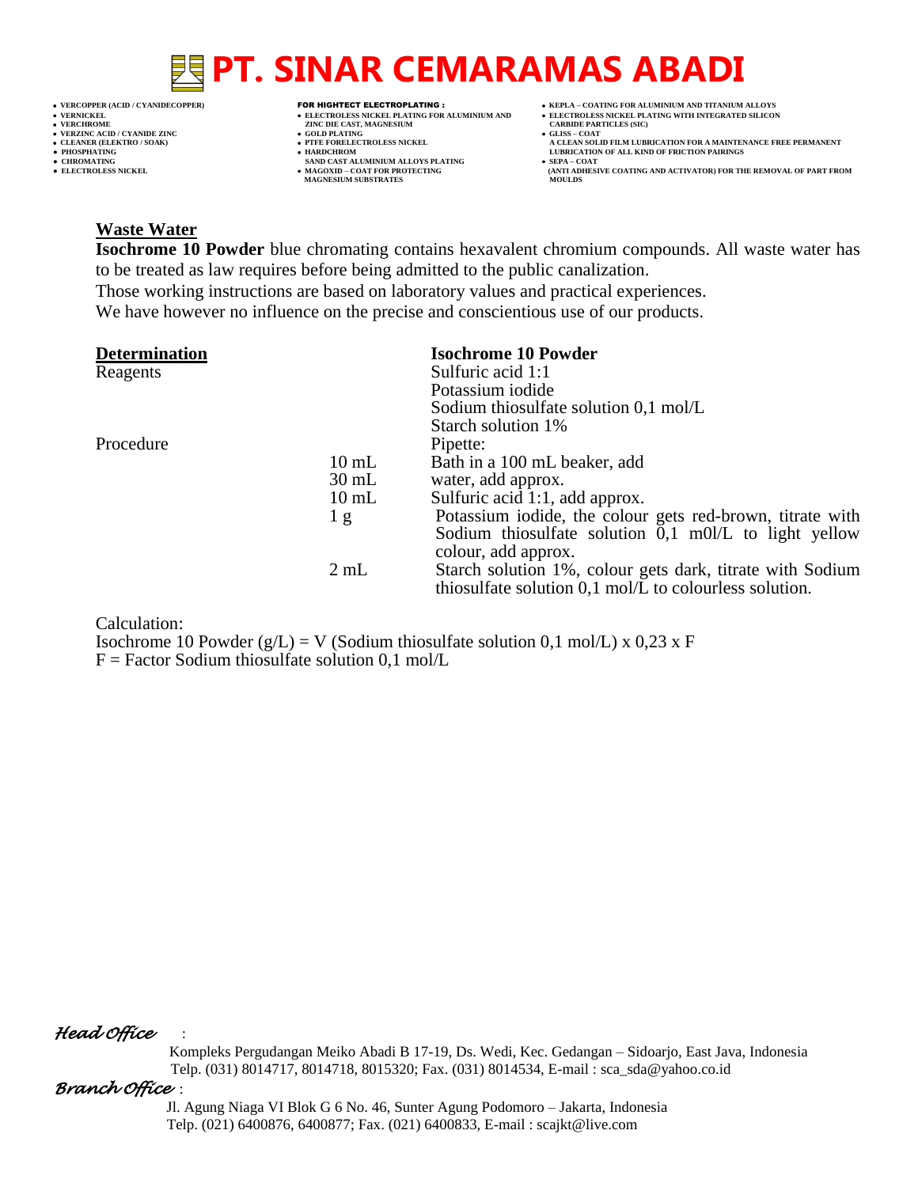## Waste Water

**Isochrome 10 Powder** blue chromating contains hexavalent chromium compounds. All waste water has to be treated as law requires before being admitted to the public canalization.

Those working instructions are based on laboratory values and practical experiences.

We have however no influence on the precise and conscientious use of our products.

| | | |
|---|---|---|
| **Determination** | | **Isochrome 10 Powder** |
| Reagents | | Sulfuric acid 1:1 |
| | | Potassium iodide |
| | | Sodium thiosulfate solution 0,1 mol/L |
| | | Starch solution 1% |
| Procedure | | Pipette: |
| | 10 mL | Bath in a 100 mL beaker, add |
| | 30 mL | water, add approx. |
| | 10 mL | Sulfuric acid 1:1, add approx. |
| | 1 g | Potassium iodide, the colour gets red-brown, titrate with Sodium thiosulfate solution 0,1 m0l/L to light yellow colour, add approx. |
| | 2 mL | Starch solution 1%, colour gets dark, titrate with Sodium thiosulfate solution 0,1 mol/L to colourless solution. |

Calculation:

Isochrome 10 Powder (g/L) = V (Sodium thiosulfate solution 0,1 mol/L) x 0,23 x F

F = Factor Sodium thiosulfate solution 0,1 mol/L